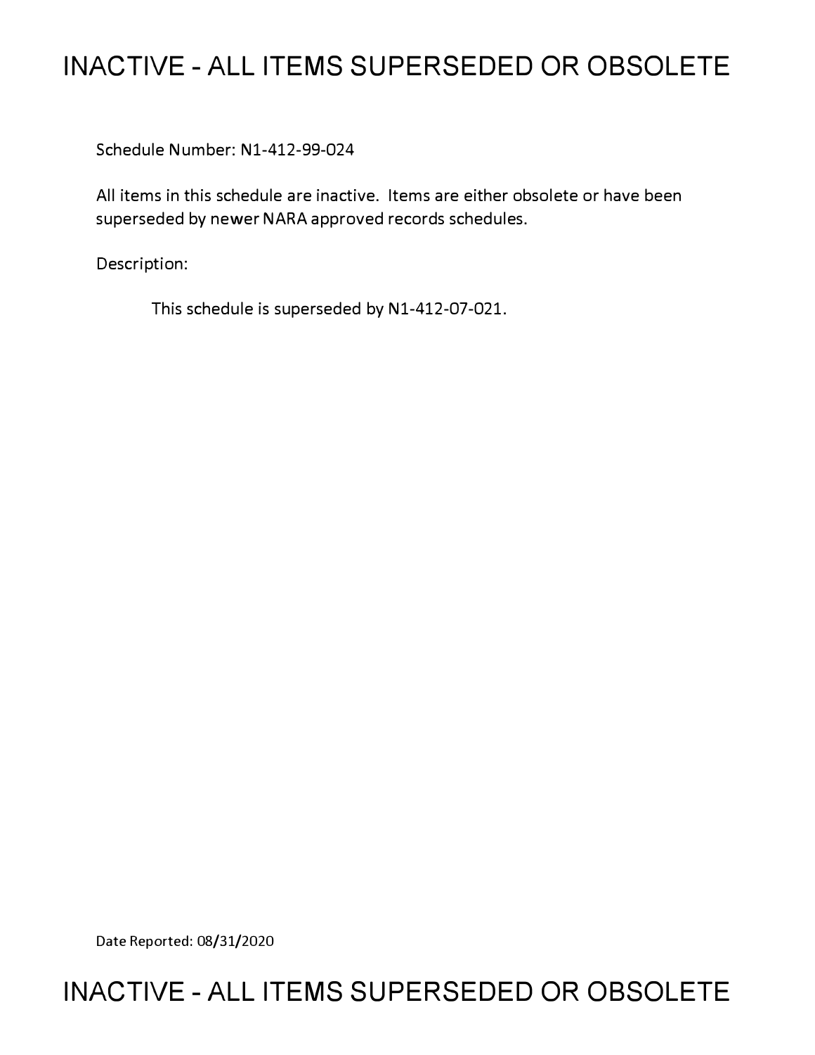# INACTIVE - ALL ITEMS SUPERSEDED OR OBSOLETE

Schedule Number: N1-412-99-024

All items in this schedule are inactive. Items are either obsolete or have been superseded by newer NARA approved records schedules.

Description:

This schedule is superseded by N1-412-07-021.

Date Reported: 08/31/2020

# INACTIVE - ALL ITEMS SUPERSEDED OR OBSOLETE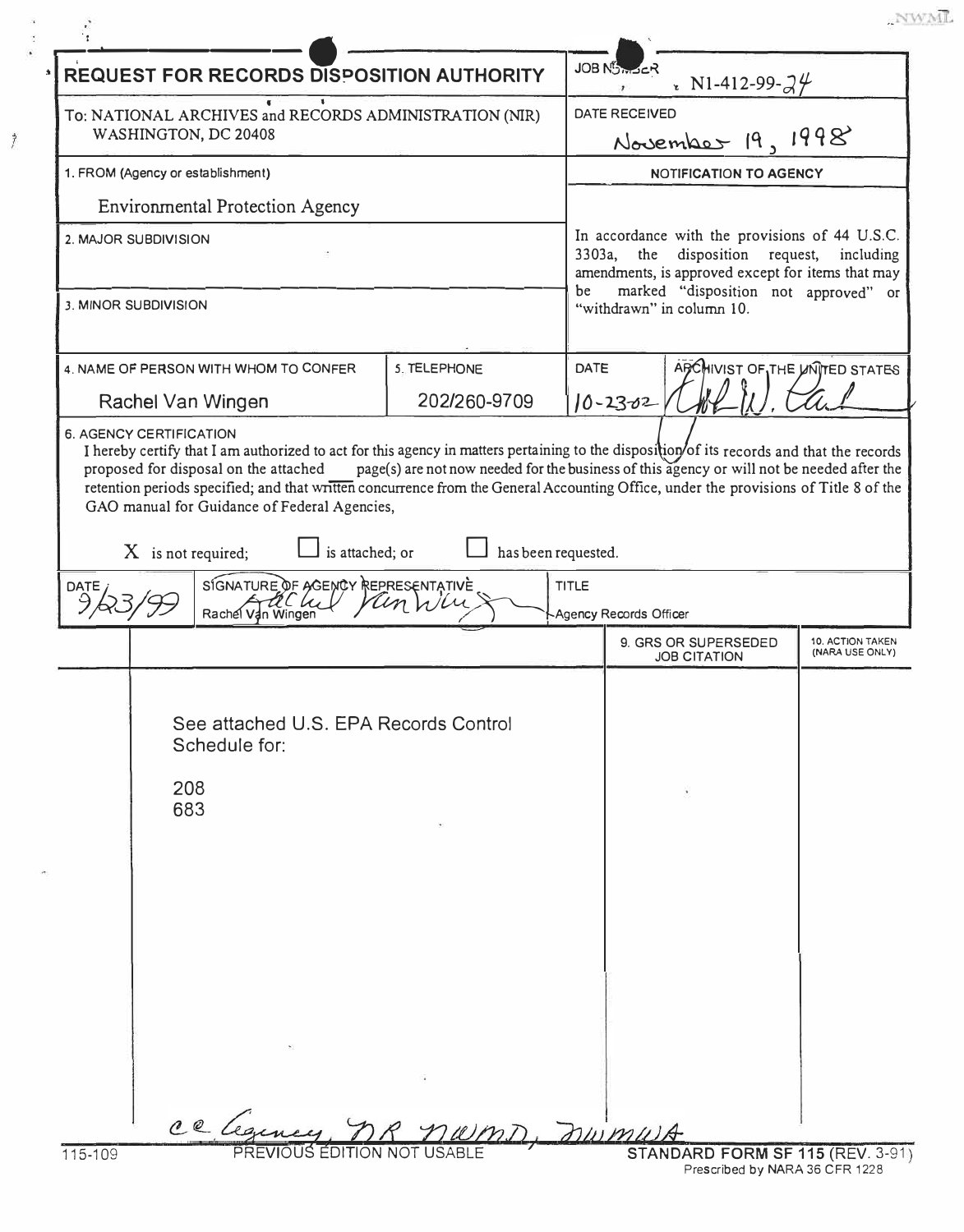# REQUEST FOR RECORDS DISPOSITION AUTHORITY

JOB NUMBER: N1-412-99-24

To: NATIONAL ARCHIVES and RECORDS ADMINISTRATION (NIR)
WASHINGTON, DC 20408

DATE RECEIVED: November 19, 1998

1. FROM (Agency or establishment)

Environmental Protection Agency

2. MAJOR SUBDIVISION

3. MINOR SUBDIVISION

**NOTIFICATION TO AGENCY**

In accordance with the provisions of 44 U.S.C. 3303a, the disposition request, including amendments, is approved except for items that may be marked "disposition not approved" or "withdrawn" in column 10.

| 4. NAME OF PERSON WITH WHOM TO CONFER | 5. TELEPHONE | DATE | ARCHIVIST OF THE UNITED STATES |
| --- | --- | --- | --- |
| Rachel Van Wingen | 202/260-9709 | 10-23-02 | [signature] |

6. AGENCY CERTIFICATION

I hereby certify that I am authorized to act for this agency in matters pertaining to the disposition of its records and that the records proposed for disposal on the attached ___ page(s) are not now needed for the business of this agency or will not be needed after the retention periods specified; and that written concurrence from the General Accounting Office, under the provisions of Title 8 of the GAO manual for Guidance of Federal Agencies,

X is not required; ☐ is attached; or ☐ has been requested.

| DATE | SIGNATURE OF AGENCY REPRESENTATIVE | TITLE |
| --- | --- | --- |
| 9/23/99 | [signature] Rachel Van Wingen | Agency Records Officer |

| | | 9. GRS OR SUPERSEDED JOB CITATION | 10. ACTION TAKEN (NARA USE ONLY) |
| --- | --- | --- | --- |
| | See attached U.S. EPA Records Control Schedule for:<br><br>208<br>683 | | |

cc Agency, NR NWMD, NWMWA

115-109 PREVIOUS EDITION NOT USABLE

**STANDARD FORM SF 115** (REV. 3-91)
Prescribed by NARA 36 CFR 1228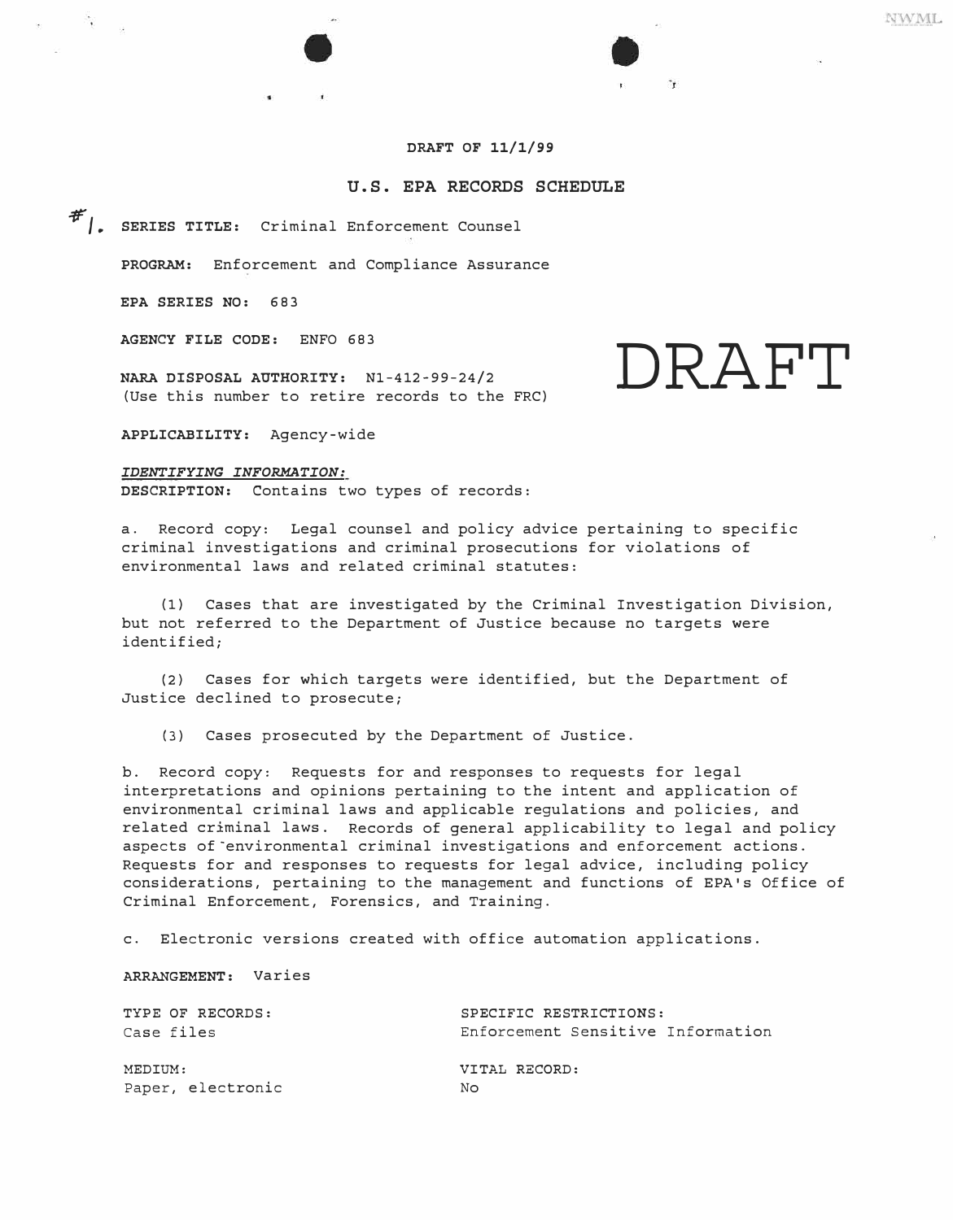DRAFT OF 11/1/99

## U.S. EPA RECORDS SCHEDULE

DRAFT

#1. **SERIES TITLE:** Criminal Enforcement Counsel

**PROGRAM:** Enforcement and Compliance Assurance

**EPA SERIES NO:** 683

**AGENCY FILE CODE:** ENFO 683

**NARA DISPOSAL AUTHORITY:** N1-412-99-24/2
(Use this number to retire records to the FRC)

**APPLICABILITY:** Agency-wide

***IDENTIFYING INFORMATION:***
**DESCRIPTION:** Contains two types of records:

a. Record copy: Legal counsel and policy advice pertaining to specific criminal investigations and criminal prosecutions for violations of environmental laws and related criminal statutes:

(1) Cases that are investigated by the Criminal Investigation Division, but not referred to the Department of Justice because no targets were identified;

(2) Cases for which targets were identified, but the Department of Justice declined to prosecute;

(3) Cases prosecuted by the Department of Justice.

b. Record copy: Requests for and responses to requests for legal interpretations and opinions pertaining to the intent and application of environmental criminal laws and applicable regulations and policies, and related criminal laws. Records of general applicability to legal and policy aspects of environmental criminal investigations and enforcement actions. Requests for and responses to requests for legal advice, including policy considerations, pertaining to the management and functions of EPA's Office of Criminal Enforcement, Forensics, and Training.

c. Electronic versions created with office automation applications.

**ARRANGEMENT:** Varies

TYPE OF RECORDS:
Case files

SPECIFIC RESTRICTIONS:
Enforcement Sensitive Information

MEDIUM:
Paper, electronic

VITAL RECORD:
No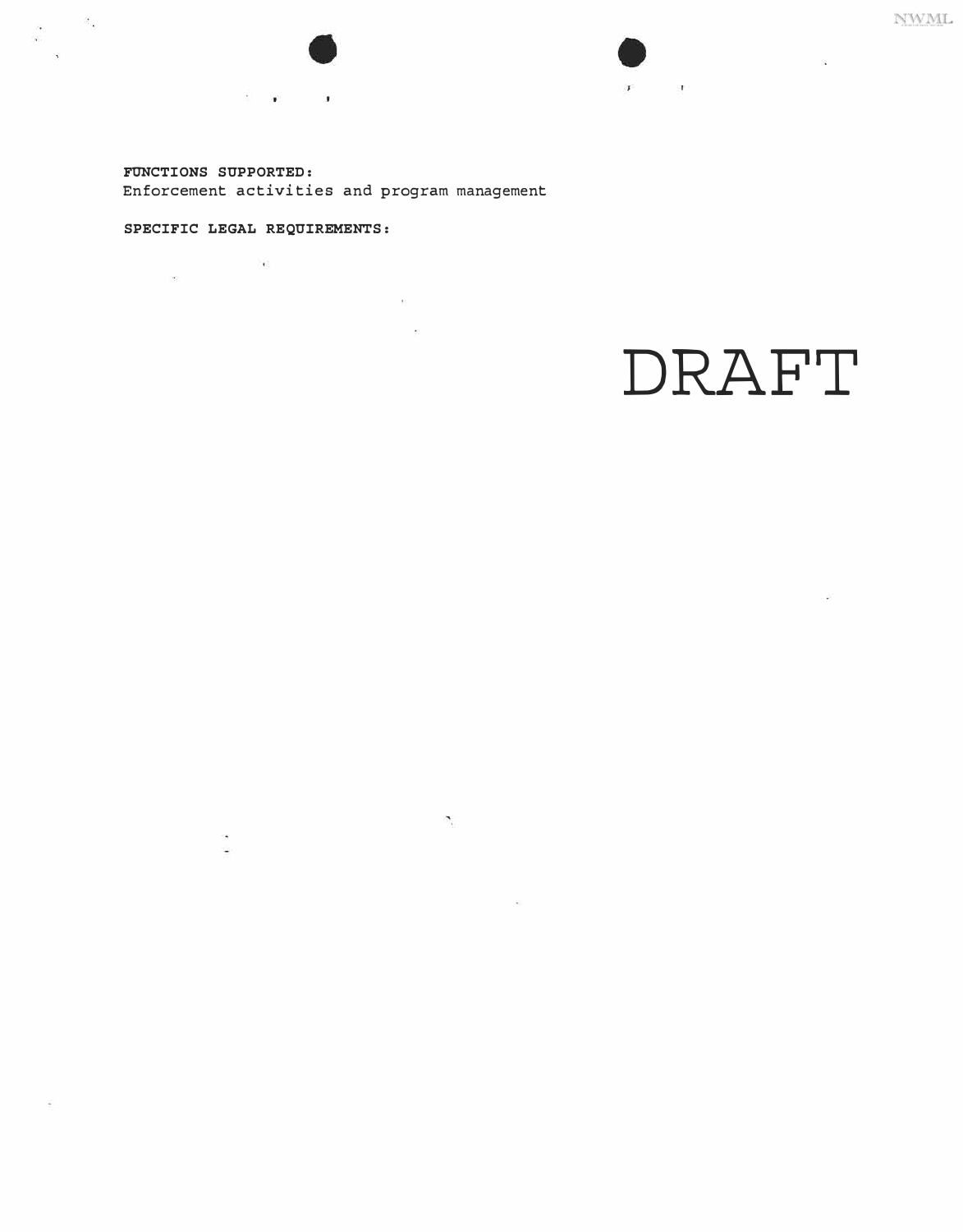**FUNCTIONS SUPPORTED:**
Enforcement activities and program management

**SPECIFIC LEGAL REQUIREMENTS:**

DRAFT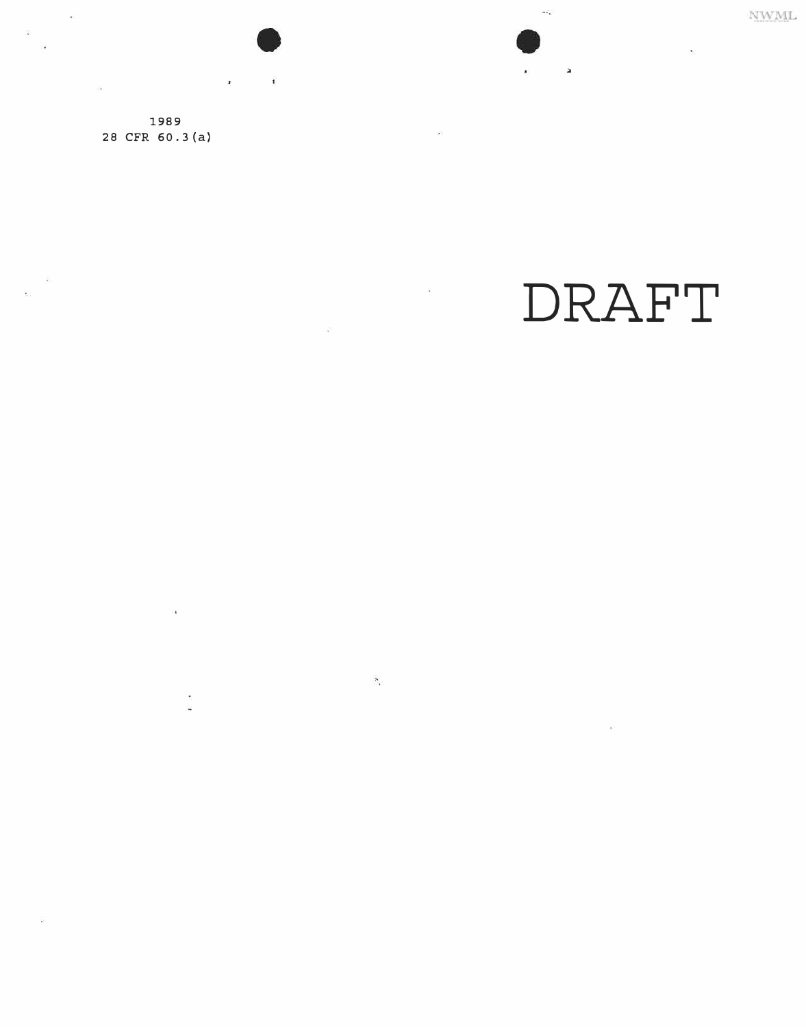1989
28 CFR 60.3(a)

DRAFT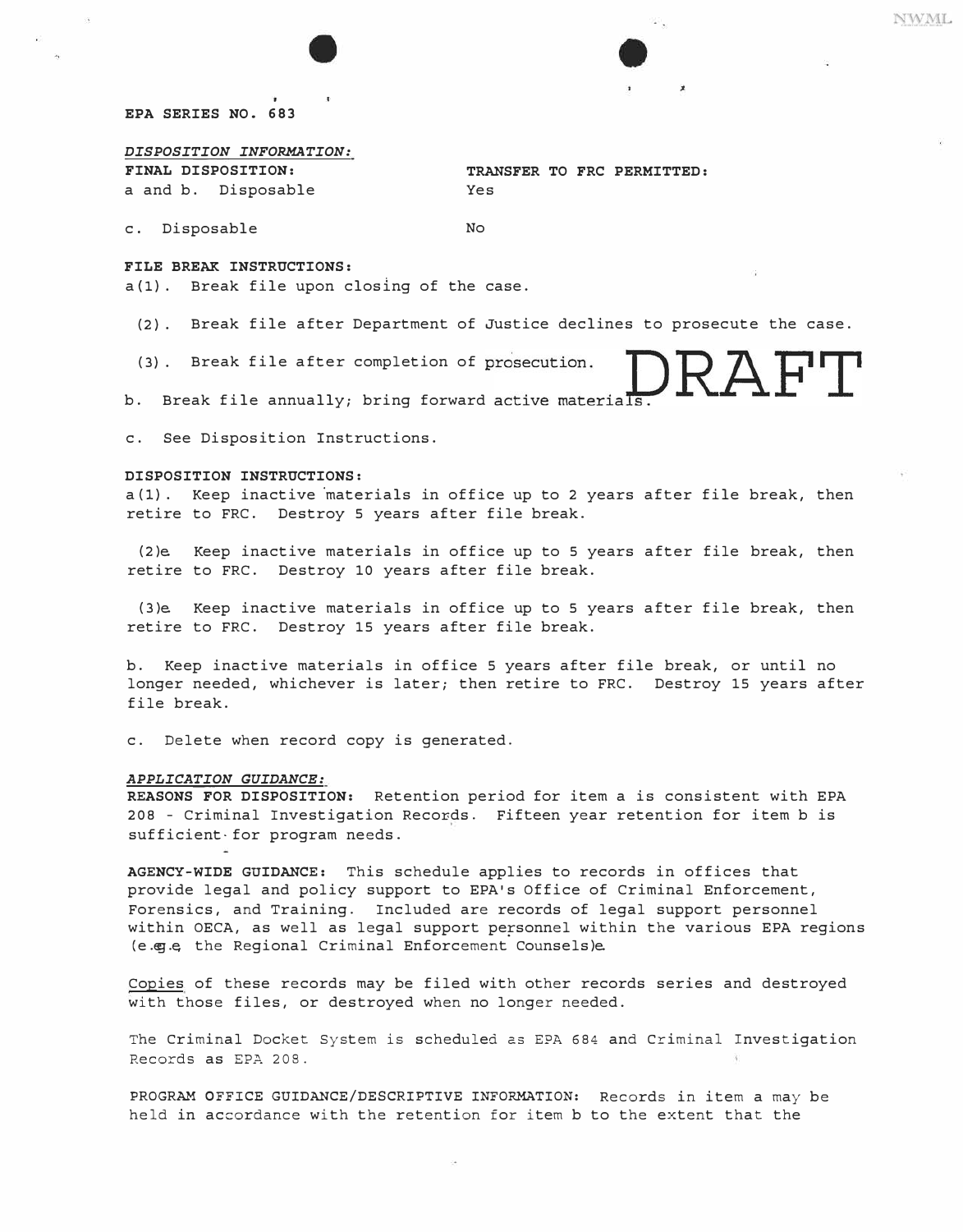**EPA SERIES NO. 683**

*DISPOSITION INFORMATION:*

| FINAL DISPOSITION: | TRANSFER TO FRC PERMITTED: |
| --- | --- |
| a and b. Disposable | Yes |
| c. Disposable | No |

**FILE BREAK INSTRUCTIONS:**

a(1). Break file upon closing of the case.

(2). Break file after Department of Justice declines to prosecute the case.

(3). Break file after completion of prosecution.

DRAFT

b. Break file annually; bring forward active materials.

c. See Disposition Instructions.

**DISPOSITION INSTRUCTIONS:**

a(1). Keep inactive materials in office up to 2 years after file break, then retire to FRC. Destroy 5 years after file break.

(2). Keep inactive materials in office up to 5 years after file break, then retire to FRC. Destroy 10 years after file break.

(3). Keep inactive materials in office up to 5 years after file break, then retire to FRC. Destroy 15 years after file break.

b. Keep inactive materials in office 5 years after file break, or until no longer needed, whichever is later; then retire to FRC. Destroy 15 years after file break.

c. Delete when record copy is generated.

*APPLICATION GUIDANCE:*

**REASONS FOR DISPOSITION:** Retention period for item a is consistent with EPA 208 - Criminal Investigation Records. Fifteen year retention for item b is sufficient for program needs.

**AGENCY-WIDE GUIDANCE:** This schedule applies to records in offices that provide legal and policy support to EPA's Office of Criminal Enforcement, Forensics, and Training. Included are records of legal support personnel within OECA, as well as legal support personnel within the various EPA regions (e.g., the Regional Criminal Enforcement Counsels).

Copies of these records may be filed with other records series and destroyed with those files, or destroyed when no longer needed.

The Criminal Docket System is scheduled as EPA 684 and Criminal Investigation Records as EPA 208.

PROGRAM OFFICE GUIDANCE/DESCRIPTIVE INFORMATION: Records in item a may be held in accordance with the retention for item b to the extent that the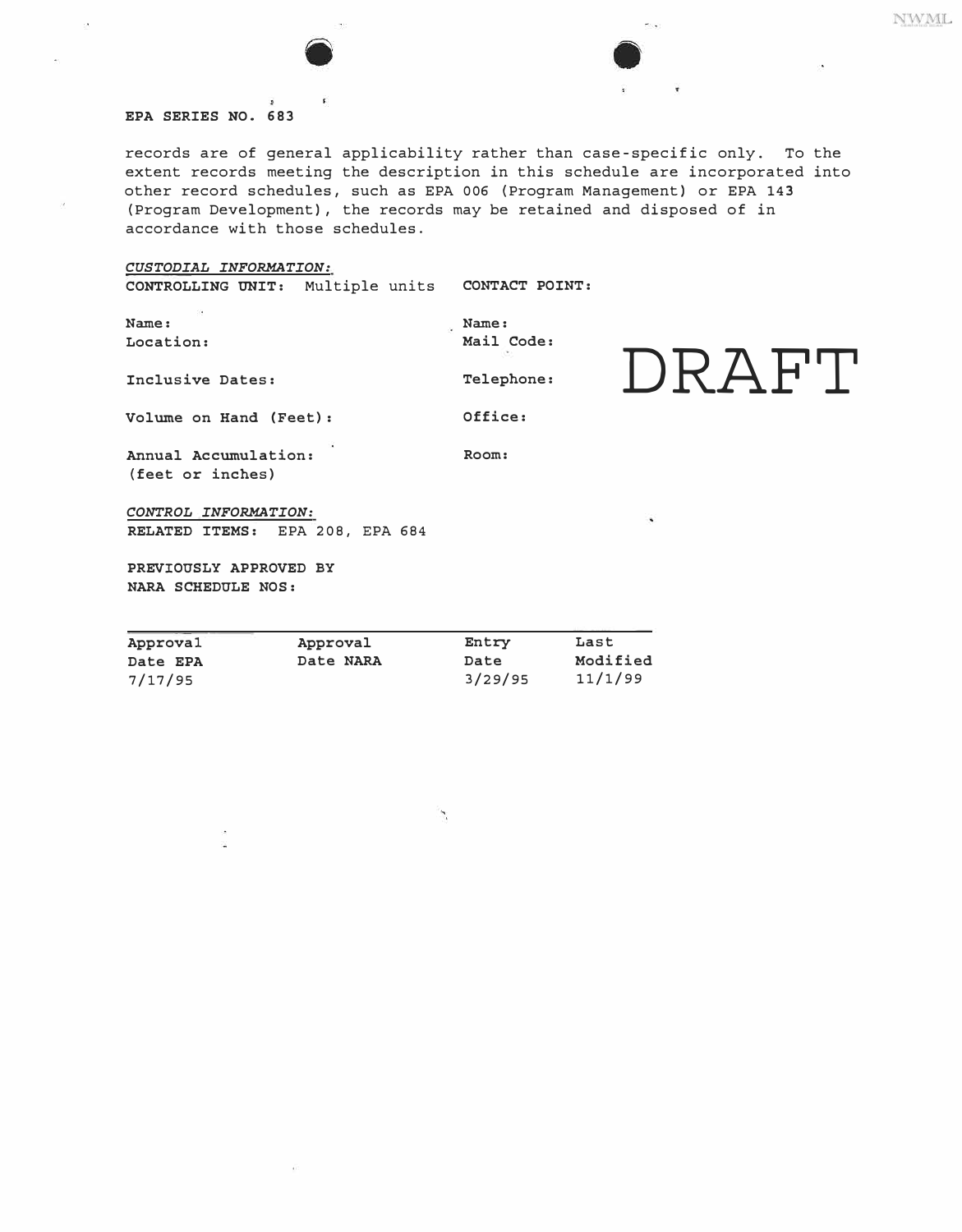**EPA SERIES NO. 683**

records are of general applicability rather than case-specific only. To the extent records meeting the description in this schedule are incorporated into other record schedules, such as EPA 006 (Program Management) or EPA 143 (Program Development), the records may be retained and disposed of in accordance with those schedules.

*CUSTODIAL INFORMATION:*

**CONTROLLING UNIT:** Multiple units

**Name:**

**Location:**

**Inclusive Dates:**

**Volume on Hand (Feet):**

**Annual Accumulation:**
**(feet or inches)**

**CONTACT POINT:**

**Name:**

**Mail Code:**

**Telephone:**

**Office:**

**Room:**

DRAFT

*CONTROL INFORMATION:*

**RELATED ITEMS:** EPA 208, EPA 684

**PREVIOUSLY APPROVED BY NARA SCHEDULE NOS:**

| Approval Date EPA | Approval Date NARA | Entry Date | Last Modified |
|---|---|---|---|
| 7/17/95 | | 3/29/95 | 11/1/99 |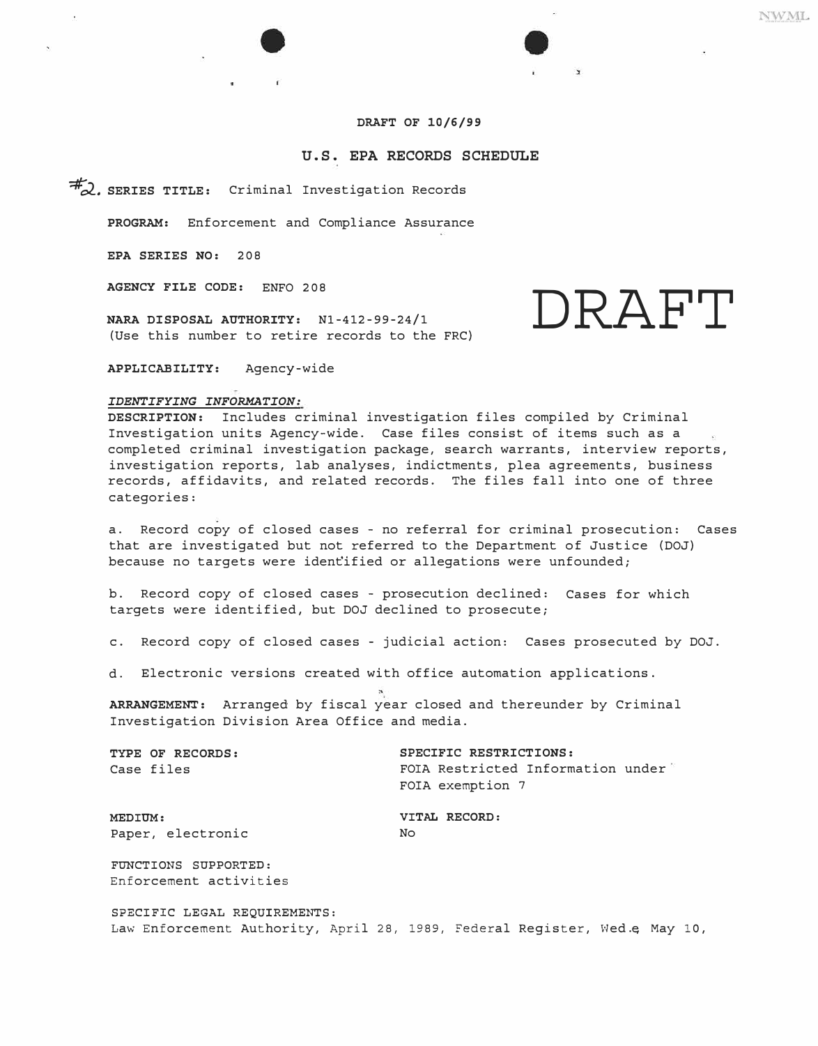DRAFT OF 10/6/99

# U.S. EPA RECORDS SCHEDULE

DRAFT

#2. **SERIES TITLE:** Criminal Investigation Records

**PROGRAM:** Enforcement and Compliance Assurance

**EPA SERIES NO:** 208

**AGENCY FILE CODE:** ENFO 208

**NARA DISPOSAL AUTHORITY:** N1-412-99-24/1
(Use this number to retire records to the FRC)

**APPLICABILITY:** Agency-wide

***IDENTIFYING INFORMATION:***

**DESCRIPTION:** Includes criminal investigation files compiled by Criminal Investigation units Agency-wide. Case files consist of items such as a completed criminal investigation package, search warrants, interview reports, investigation reports, lab analyses, indictments, plea agreements, business records, affidavits, and related records. The files fall into one of three categories:

a. Record copy of closed cases - no referral for criminal prosecution: Cases that are investigated but not referred to the Department of Justice (DOJ) because no targets were identified or allegations were unfounded;

b. Record copy of closed cases - prosecution declined: Cases for which targets were identified, but DOJ declined to prosecute;

c. Record copy of closed cases - judicial action: Cases prosecuted by DOJ.

d. Electronic versions created with office automation applications.

**ARRANGEMENT:** Arranged by fiscal year closed and thereunder by Criminal Investigation Division Area Office and media.

**TYPE OF RECORDS:**
Case files

**SPECIFIC RESTRICTIONS:**
FOIA Restricted Information under FOIA exemption 7

**MEDIUM:**
Paper, electronic

**VITAL RECORD:**
No

**FUNCTIONS SUPPORTED:**
Enforcement activities

**SPECIFIC LEGAL REQUIREMENTS:**
Law Enforcement Authority, April 28, 1989, Federal Register, Wed.e May 10,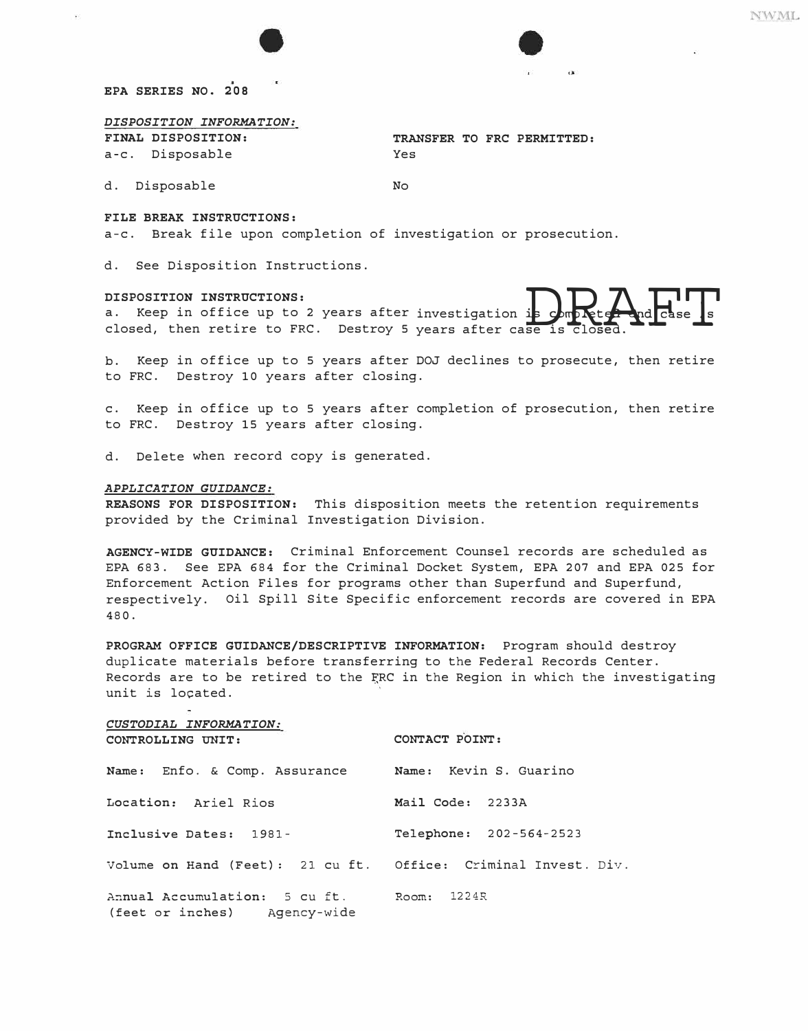**EPA SERIES NO. 208**

*DISPOSITION INFORMATION:*

| **FINAL DISPOSITION:** | **TRANSFER TO FRC PERMITTED:** |
|---|---|
| a-c. Disposable | Yes |
| d. Disposable | No |

**FILE BREAK INSTRUCTIONS:**

a-c. Break file upon completion of investigation or prosecution.

d. See Disposition Instructions.

**DISPOSITION INSTRUCTIONS:**

DRAFT

a. Keep in office up to 2 years after investigation is completed and case is closed, then retire to FRC. Destroy 5 years after case is closed.

b. Keep in office up to 5 years after DOJ declines to prosecute, then retire to FRC. Destroy 10 years after closing.

c. Keep in office up to 5 years after completion of prosecution, then retire to FRC. Destroy 15 years after closing.

d. Delete when record copy is generated.

*APPLICATION GUIDANCE:*

**REASONS FOR DISPOSITION:** This disposition meets the retention requirements provided by the Criminal Investigation Division.

**AGENCY-WIDE GUIDANCE:** Criminal Enforcement Counsel records are scheduled as EPA 683. See EPA 684 for the Criminal Docket System, EPA 207 and EPA 025 for Enforcement Action Files for programs other than Superfund and Superfund, respectively. Oil Spill Site Specific enforcement records are covered in EPA 480.

**PROGRAM OFFICE GUIDANCE/DESCRIPTIVE INFORMATION:** Program should destroy duplicate materials before transferring to the Federal Records Center. Records are to be retired to the FRC in the Region in which the investigating unit is located.

*CUSTODIAL INFORMATION:*

| **CONTROLLING UNIT:** | **CONTACT POINT:** |
|---|---|
| **Name:** Enfo. & Comp. Assurance | **Name:** Kevin S. Guarino |
| **Location:** Ariel Rios | **Mail Code:** 2233A |
| **Inclusive Dates:** 1981- | **Telephone:** 202-564-2523 |
| **Volume on Hand (Feet):** 21 cu ft. | **Office:** Criminal Invest. Div. |
| **Annual Accumulation:** 5 cu ft. (feet or inches) Agency-wide | **Room:** 1224R |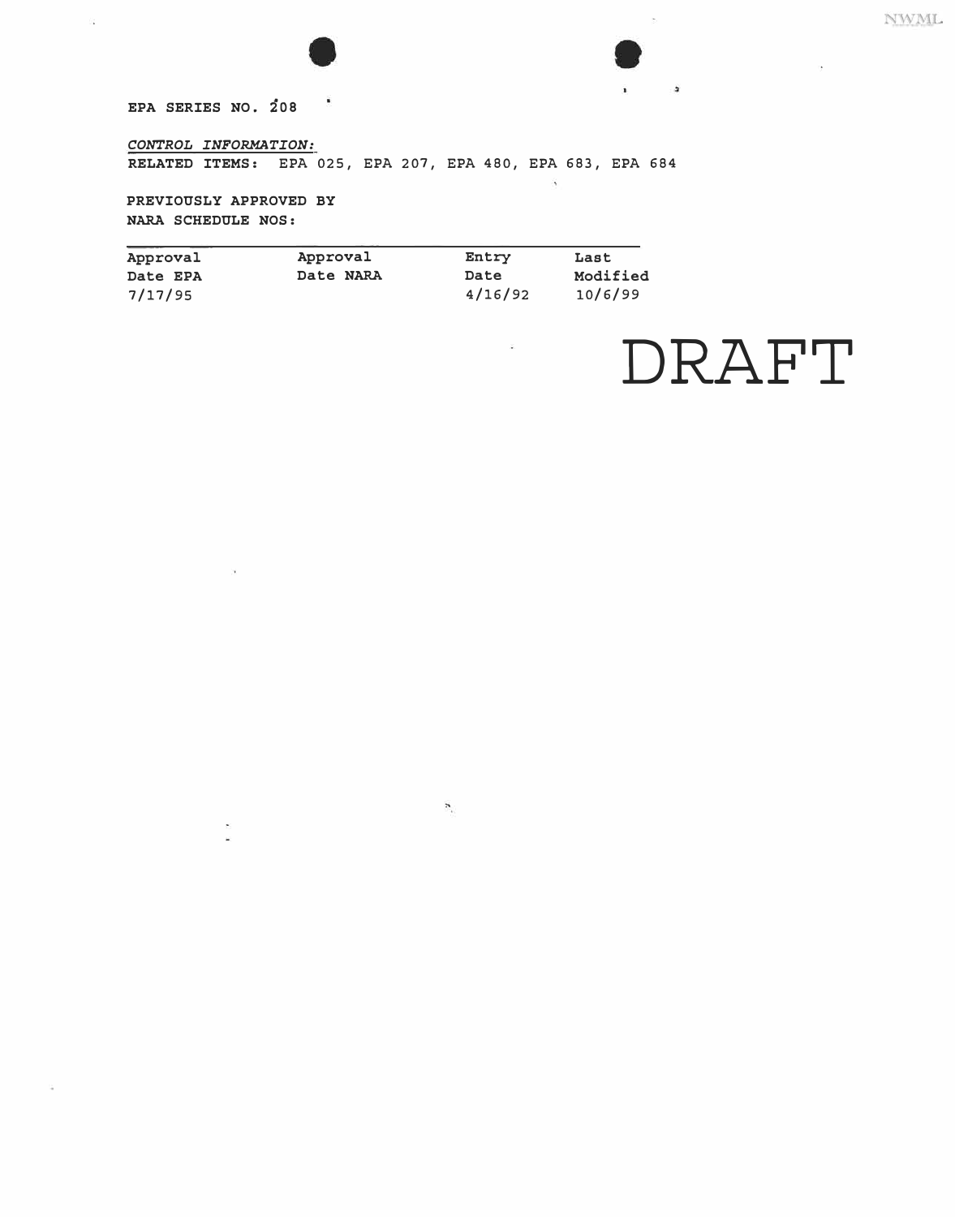**EPA SERIES NO. 208**

*CONTROL INFORMATION:*

**RELATED ITEMS:** EPA 025, EPA 207, EPA 480, EPA 683, EPA 684

**PREVIOUSLY APPROVED BY NARA SCHEDULE NOS:**

| Approval Date EPA | Approval Date NARA | Entry Date | Last Modified |
|---|---|---|---|
| 7/17/95 | | 4/16/92 | 10/6/99 |

DRAFT